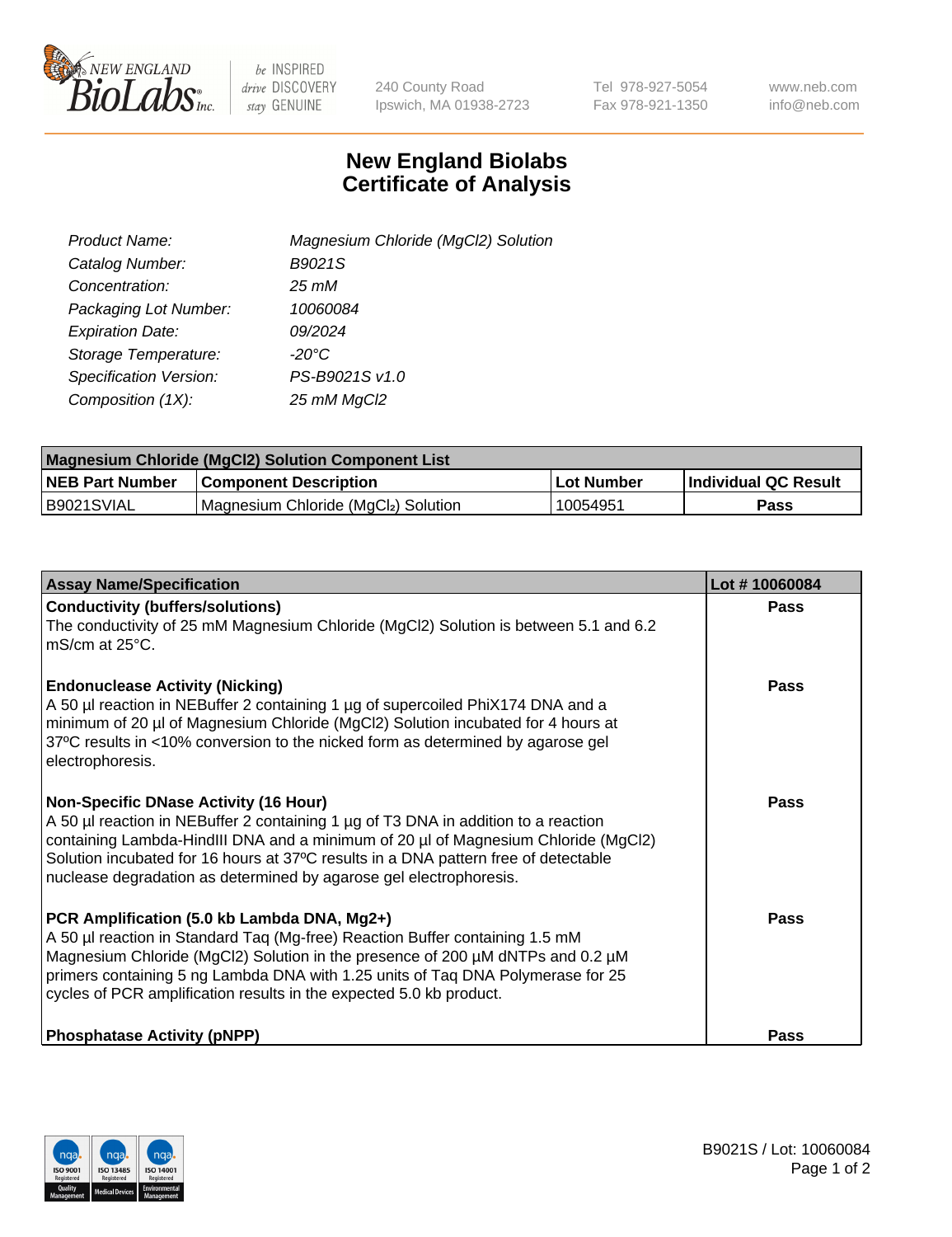# New England Biolabs Certificate of Analysis

| | |
|---|---|
| *Product Name:* | *Magnesium Chloride (MgCl2) Solution* |
| *Catalog Number:* | *B9021S* |
| *Concentration:* | *25 mM* |
| *Packaging Lot Number:* | *10060084* |
| *Expiration Date:* | *09/2024* |
| *Storage Temperature:* | *-20°C* |
| *Specification Version:* | *PS-B9021S v1.0* |
| *Composition (1X):* | *25 mM MgCl2* |

| Magnesium Chloride (MgCl2) Solution Component List | | | |
|---|---|---|---|
| **NEB Part Number** | **Component Description** | **Lot Number** | **Individual QC Result** |
| B9021SVIAL | Magnesium Chloride ($MgCl_2$) Solution | 10054951 | **Pass** |

| Assay Name/Specification | Lot # 10060084 |
|---|---|
| **Conductivity (buffers/solutions)**<br>The conductivity of 25 mM Magnesium Chloride (MgCl2) Solution is between 5.1 and 6.2 mS/cm at 25°C. | **Pass** |
| **Endonuclease Activity (Nicking)**<br>A 50 µl reaction in NEBuffer 2 containing 1 µg of supercoiled PhiX174 DNA and a minimum of 20 µl of Magnesium Chloride (MgCl2) Solution incubated for 4 hours at 37ºC results in <10% conversion to the nicked form as determined by agarose gel electrophoresis. | **Pass** |
| **Non-Specific DNase Activity (16 Hour)**<br>A 50 µl reaction in NEBuffer 2 containing 1 µg of T3 DNA in addition to a reaction containing Lambda-HindIII DNA and a minimum of 20 µl of Magnesium Chloride (MgCl2) Solution incubated for 16 hours at 37ºC results in a DNA pattern free of detectable nuclease degradation as determined by agarose gel electrophoresis. | **Pass** |
| **PCR Amplification (5.0 kb Lambda DNA, Mg2+)**<br>A 50 µl reaction in Standard Taq (Mg-free) Reaction Buffer containing 1.5 mM Magnesium Chloride (MgCl2) Solution in the presence of 200 µM dNTPs and 0.2 µM primers containing 5 ng Lambda DNA with 1.25 units of Taq DNA Polymerase for 25 cycles of PCR amplification results in the expected 5.0 kb product. | **Pass** |
| **Phosphatase Activity (pNPP)** | **Pass** |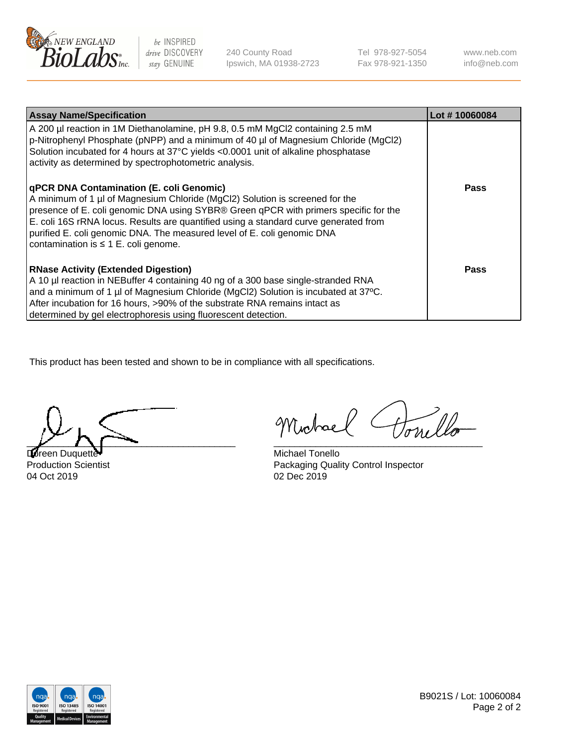NEW ENGLAND BioLabs Inc. — be INSPIRED drive DISCOVERY stay GENUINE

240 County Road
Ipswich, MA 01938-2723

Tel 978-927-5054
Fax 978-921-1350

www.neb.com
info@neb.com

| Assay Name/Specification | Lot # 10060084 |
|---|---|
| A 200 µl reaction in 1M Diethanolamine, pH 9.8, 0.5 mM $MgCl_2$ containing 2.5 mM p-Nitrophenyl Phosphate (pNPP) and a minimum of 40 µl of Magnesium Chloride ($MgCl_2$) Solution incubated for 4 hours at 37°C yields <0.0001 unit of alkaline phosphatase activity as determined by spectrophotometric analysis. | |
| **qPCR DNA Contamination (E. coli Genomic)** A minimum of 1 µl of Magnesium Chloride ($MgCl_2$) Solution is screened for the presence of E. coli genomic DNA using SYBR® Green qPCR with primers specific for the E. coli 16S rRNA locus. Results are quantified using a standard curve generated from purified E. coli genomic DNA. The measured level of E. coli genomic DNA contamination is ≤ 1 E. coli genome. | **Pass** |
| **RNase Activity (Extended Digestion)** A 10 µl reaction in NEBuffer 4 containing 40 ng of a 300 base single-stranded RNA and a minimum of 1 µl of Magnesium Chloride ($MgCl_2$) Solution is incubated at 37ºC. After incubation for 16 hours, >90% of the substrate RNA remains intact as determined by gel electrophoresis using fluorescent detection. | **Pass** |

This product has been tested and shown to be in compliance with all specifications.

Doreen Duquette
Production Scientist
04 Oct 2019

Michael Tonello
Packaging Quality Control Inspector
02 Dec 2019

B9021S / Lot: 10060084